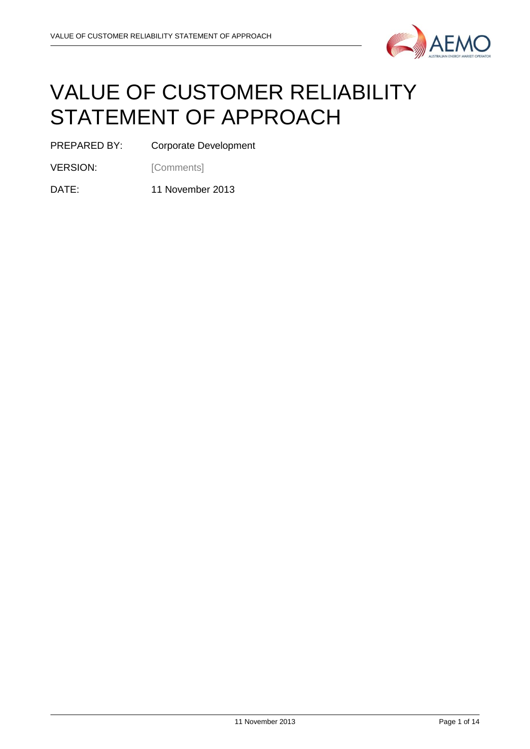# VALUE OF CUSTOMER RELIABILITY STATEMENT OF APPROACH

PREPARED BY: Corporate Development

VERSION: [Comments]

DATE: 11 November 2013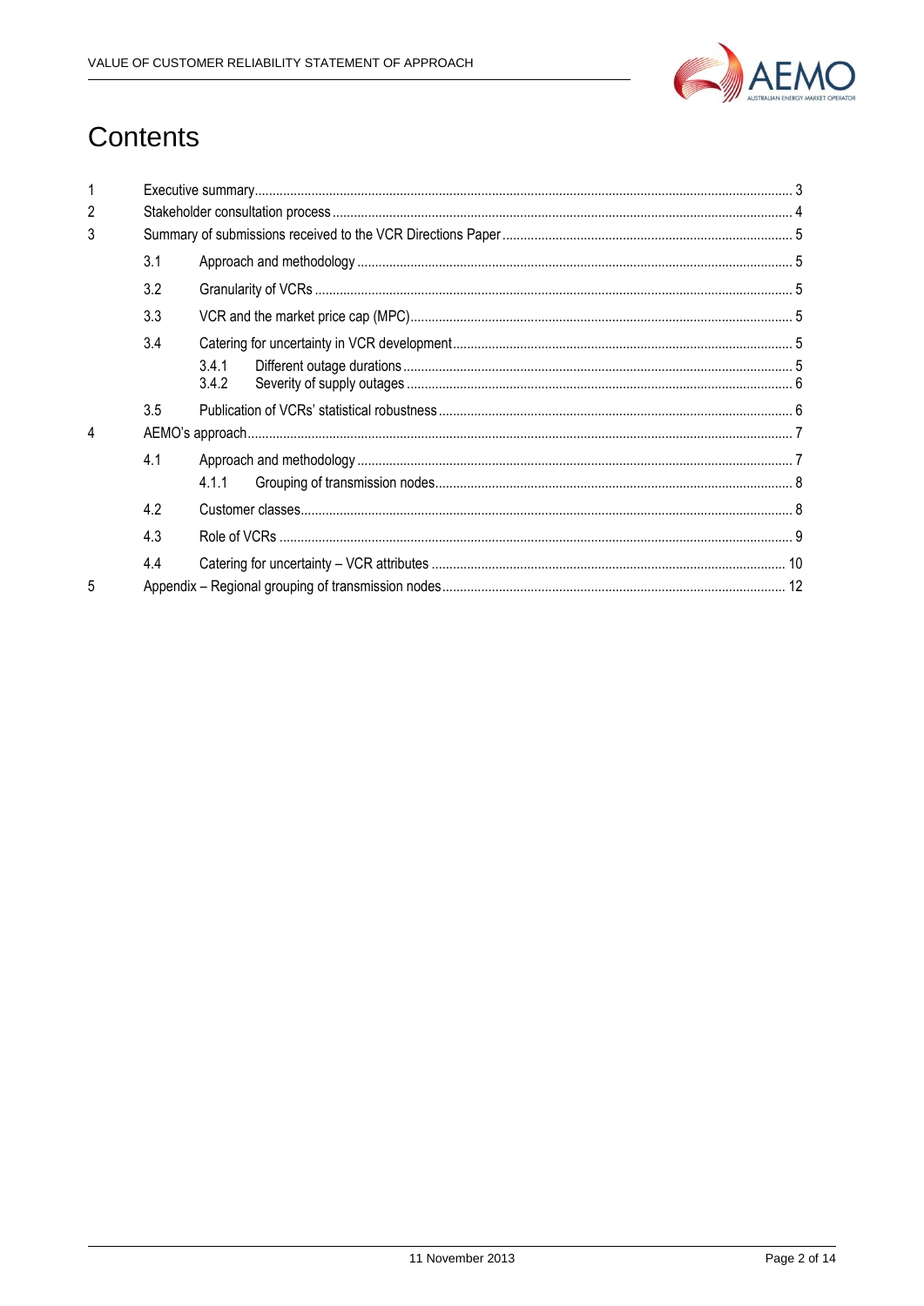# Contents

1 Executive summary 3

2 Stakeholder consultation process 4

3 Summary of submissions received to the VCR Directions Paper 5

- 3.1 Approach and methodology 5
- 3.2 Granularity of VCRs 5
- 3.3 VCR and the market price cap (MPC) 5
- 3.4 Catering for uncertainty in VCR development 5
  - 3.4.1 Different outage durations 5
  - 3.4.2 Severity of supply outages 6
- 3.5 Publication of VCRs' statistical robustness 6

4 AEMO's approach 7

- 4.1 Approach and methodology 7
  - 4.1.1 Grouping of transmission nodes 8
- 4.2 Customer classes 8
- 4.3 Role of VCRs 9
- 4.4 Catering for uncertainty – VCR attributes 10

5 Appendix – Regional grouping of transmission nodes 12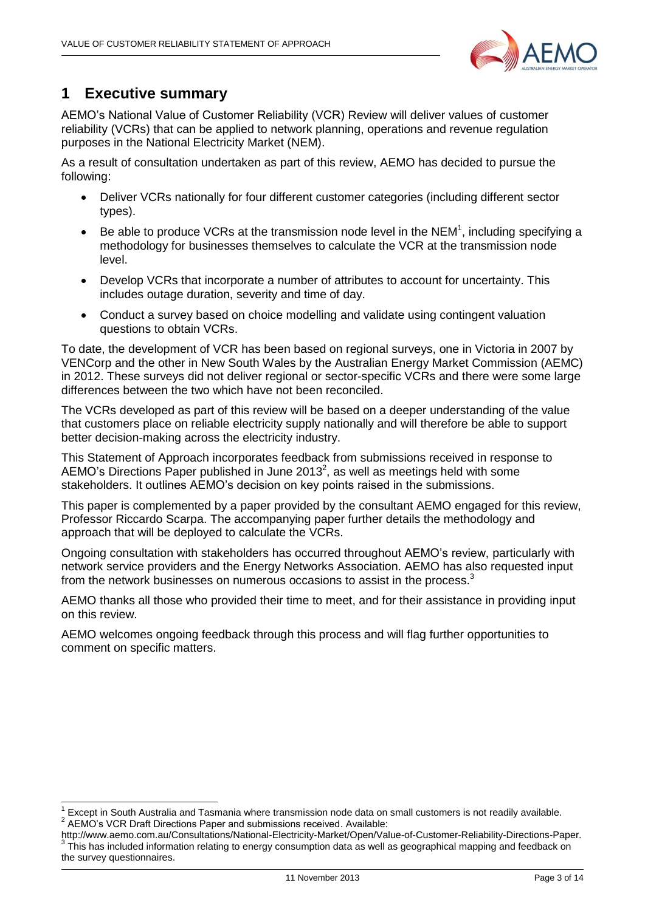## 1 Executive summary

AEMO's National Value of Customer Reliability (VCR) Review will deliver values of customer reliability (VCRs) that can be applied to network planning, operations and revenue regulation purposes in the National Electricity Market (NEM).

As a result of consultation undertaken as part of this review, AEMO has decided to pursue the following:

- Deliver VCRs nationally for four different customer categories (including different sector types).
- Be able to produce VCRs at the transmission node level in the NEM[1], including specifying a methodology for businesses themselves to calculate the VCR at the transmission node level.
- Develop VCRs that incorporate a number of attributes to account for uncertainty. This includes outage duration, severity and time of day.
- Conduct a survey based on choice modelling and validate using contingent valuation questions to obtain VCRs.

To date, the development of VCR has been based on regional surveys, one in Victoria in 2007 by VENCorp and the other in New South Wales by the Australian Energy Market Commission (AEMC) in 2012. These surveys did not deliver regional or sector-specific VCRs and there were some large differences between the two which have not been reconciled.

The VCRs developed as part of this review will be based on a deeper understanding of the value that customers place on reliable electricity supply nationally and will therefore be able to support better decision-making across the electricity industry.

This Statement of Approach incorporates feedback from submissions received in response to AEMO's Directions Paper published in June 2013[2], as well as meetings held with some stakeholders. It outlines AEMO's decision on key points raised in the submissions.

This paper is complemented by a paper provided by the consultant AEMO engaged for this review, Professor Riccardo Scarpa. The accompanying paper further details the methodology and approach that will be deployed to calculate the VCRs.

Ongoing consultation with stakeholders has occurred throughout AEMO's review, particularly with network service providers and the Energy Networks Association. AEMO has also requested input from the network businesses on numerous occasions to assist in the process.[3]

AEMO thanks all those who provided their time to meet, and for their assistance in providing input on this review.

AEMO welcomes ongoing feedback through this process and will flag further opportunities to comment on specific matters.

---

[1] Except in South Australia and Tasmania where transmission node data on small customers is not readily available.

[2] AEMO's VCR Draft Directions Paper and submissions received. Available: http://www.aemo.com.au/Consultations/National-Electricity-Market/Open/Value-of-Customer-Reliability-Directions-Paper.

[3] This has included information relating to energy consumption data as well as geographical mapping and feedback on the survey questionnaires.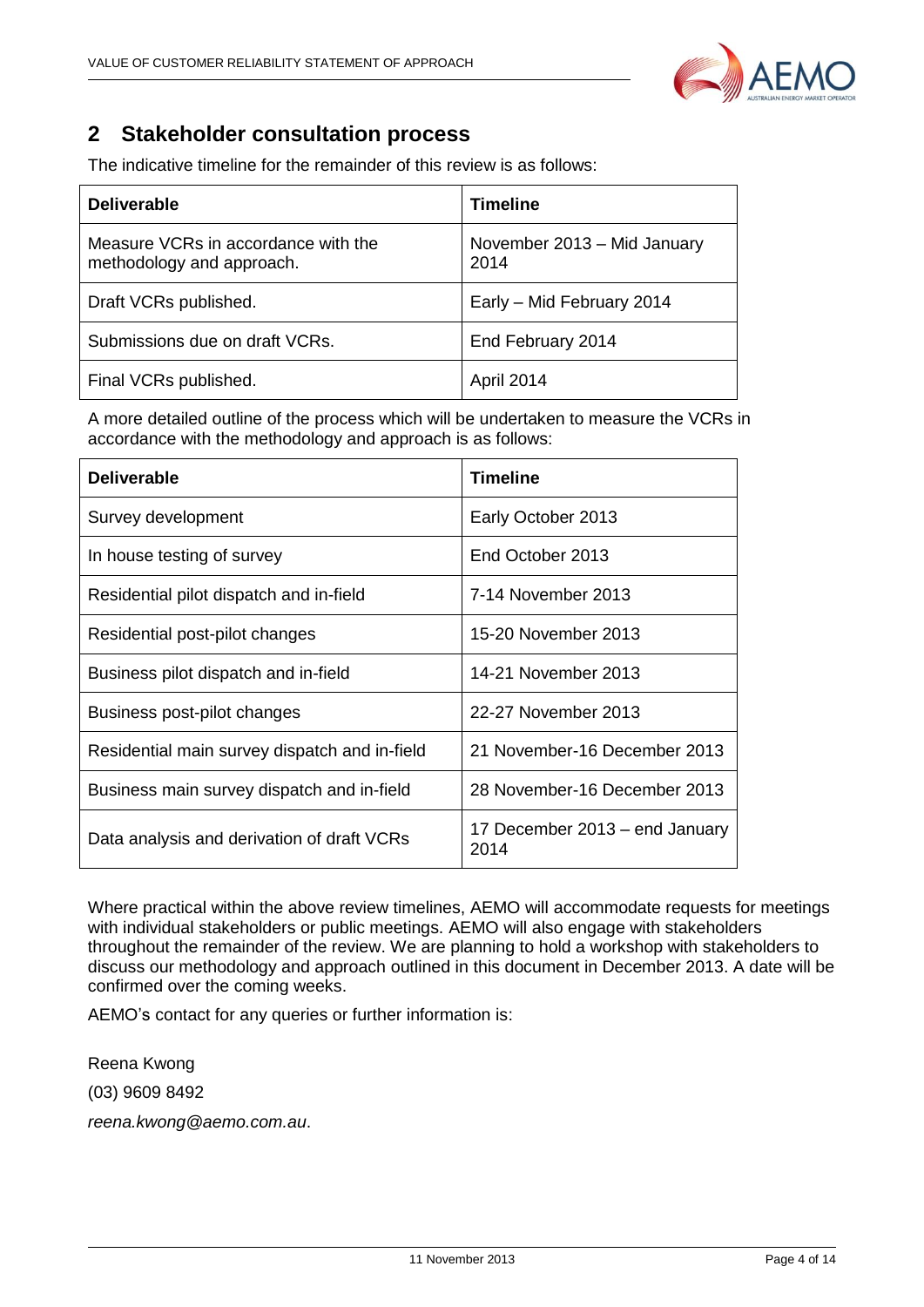## 2 Stakeholder consultation process

The indicative timeline for the remainder of this review is as follows:

| Deliverable | Timeline |
|---|---|
| Measure VCRs in accordance with the methodology and approach. | November 2013 – Mid January 2014 |
| Draft VCRs published. | Early – Mid February 2014 |
| Submissions due on draft VCRs. | End February 2014 |
| Final VCRs published. | April 2014 |

A more detailed outline of the process which will be undertaken to measure the VCRs in accordance with the methodology and approach is as follows:

| Deliverable | Timeline |
|---|---|
| Survey development | Early October 2013 |
| In house testing of survey | End October 2013 |
| Residential pilot dispatch and in-field | 7-14 November 2013 |
| Residential post-pilot changes | 15-20 November 2013 |
| Business pilot dispatch and in-field | 14-21 November 2013 |
| Business post-pilot changes | 22-27 November 2013 |
| Residential main survey dispatch and in-field | 21 November-16 December 2013 |
| Business main survey dispatch and in-field | 28 November-16 December 2013 |
| Data analysis and derivation of draft VCRs | 17 December 2013 – end January 2014 |

Where practical within the above review timelines, AEMO will accommodate requests for meetings with individual stakeholders or public meetings. AEMO will also engage with stakeholders throughout the remainder of the review. We are planning to hold a workshop with stakeholders to discuss our methodology and approach outlined in this document in December 2013. A date will be confirmed over the coming weeks.

AEMO's contact for any queries or further information is:

Reena Kwong

(03) 9609 8492

*reena.kwong@aemo.com.au*.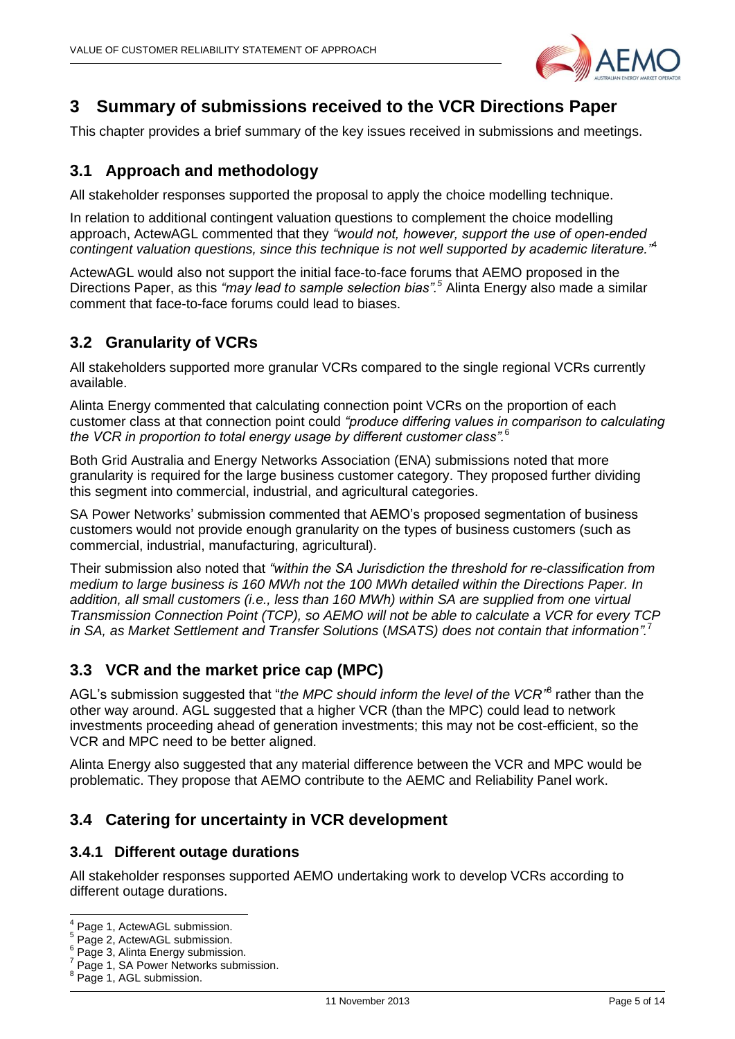# 3 Summary of submissions received to the VCR Directions Paper

This chapter provides a brief summary of the key issues received in submissions and meetings.

## 3.1 Approach and methodology

All stakeholder responses supported the proposal to apply the choice modelling technique.

In relation to additional contingent valuation questions to complement the choice modelling approach, ActewAGL commented that they *"would not, however, support the use of open-ended contingent valuation questions, since this technique is not well supported by academic literature."*[4]

ActewAGL would also not support the initial face-to-face forums that AEMO proposed in the Directions Paper, as this *"may lead to sample selection bias".*[5] Alinta Energy also made a similar comment that face-to-face forums could lead to biases.

## 3.2 Granularity of VCRs

All stakeholders supported more granular VCRs compared to the single regional VCRs currently available.

Alinta Energy commented that calculating connection point VCRs on the proportion of each customer class at that connection point could *"produce differing values in comparison to calculating the VCR in proportion to total energy usage by different customer class".*[6]

Both Grid Australia and Energy Networks Association (ENA) submissions noted that more granularity is required for the large business customer category. They proposed further dividing this segment into commercial, industrial, and agricultural categories.

SA Power Networks' submission commented that AEMO's proposed segmentation of business customers would not provide enough granularity on the types of business customers (such as commercial, industrial, manufacturing, agricultural).

Their submission also noted that *"within the SA Jurisdiction the threshold for re-classification from medium to large business is 160 MWh not the 100 MWh detailed within the Directions Paper. In addition, all small customers (i.e., less than 160 MWh) within SA are supplied from one virtual Transmission Connection Point (TCP), so AEMO will not be able to calculate a VCR for every TCP in SA, as Market Settlement and Transfer Solutions* (*MSATS) does not contain that information".*[7]

## 3.3 VCR and the market price cap (MPC)

AGL's submission suggested that "*the MPC should inform the level of the VCR"*[8] rather than the other way around. AGL suggested that a higher VCR (than the MPC) could lead to network investments proceeding ahead of generation investments; this may not be cost-efficient, so the VCR and MPC need to be better aligned.

Alinta Energy also suggested that any material difference between the VCR and MPC would be problematic. They propose that AEMO contribute to the AEMC and Reliability Panel work.

## 3.4 Catering for uncertainty in VCR development

### 3.4.1 Different outage durations

All stakeholder responses supported AEMO undertaking work to develop VCRs according to different outage durations.

---

[4] Page 1, ActewAGL submission.
[5] Page 2, ActewAGL submission.
[6] Page 3, Alinta Energy submission.
[7] Page 1, SA Power Networks submission.
[8] Page 1, AGL submission.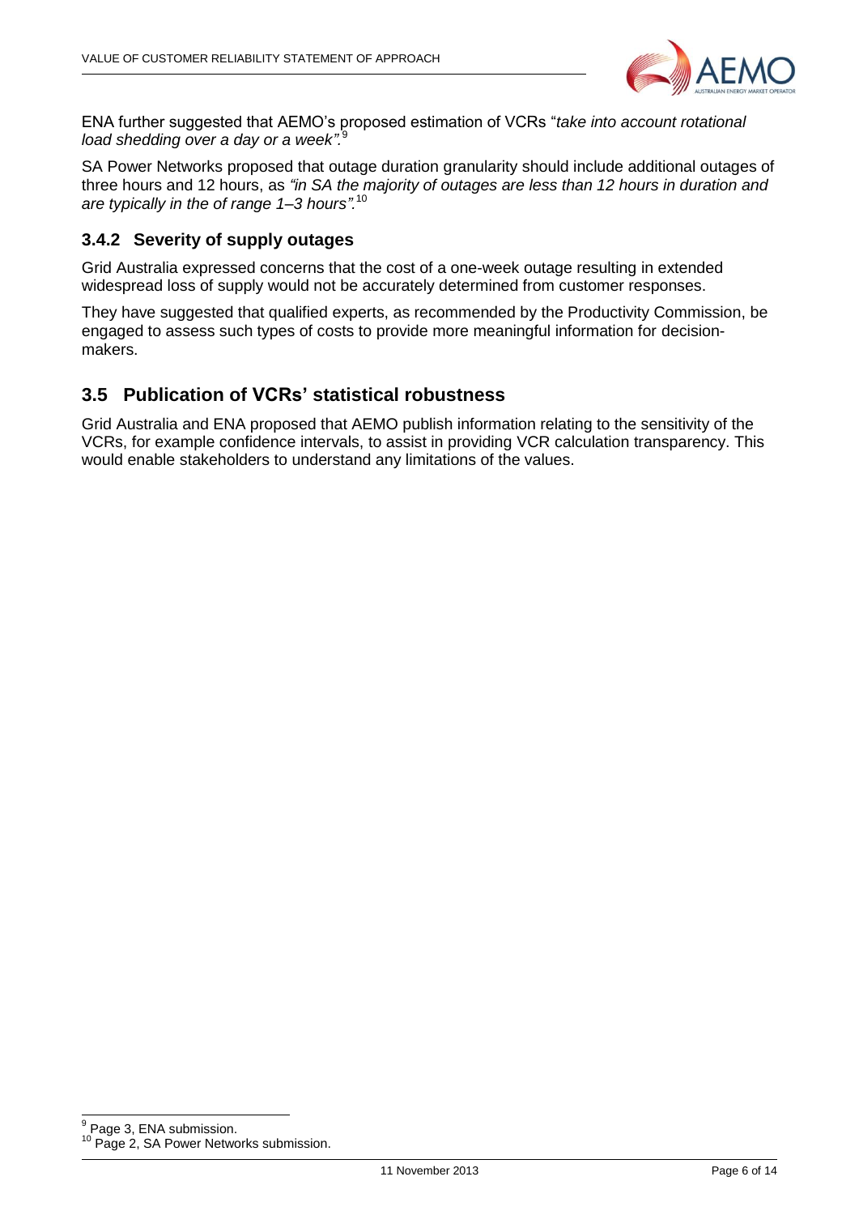ENA further suggested that AEMO's proposed estimation of VCRs "*take into account rotational load shedding over a day or a week".*[9]

SA Power Networks proposed that outage duration granularity should include additional outages of three hours and 12 hours, as *"in SA the majority of outages are less than 12 hours in duration and are typically in the of range 1–3 hours".*[10]

### 3.4.2 Severity of supply outages

Grid Australia expressed concerns that the cost of a one-week outage resulting in extended widespread loss of supply would not be accurately determined from customer responses.

They have suggested that qualified experts, as recommended by the Productivity Commission, be engaged to assess such types of costs to provide more meaningful information for decision-makers.

## 3.5 Publication of VCRs' statistical robustness

Grid Australia and ENA proposed that AEMO publish information relating to the sensitivity of the VCRs, for example confidence intervals, to assist in providing VCR calculation transparency. This would enable stakeholders to understand any limitations of the values.

---

[9] Page 3, ENA submission.

[10] Page 2, SA Power Networks submission.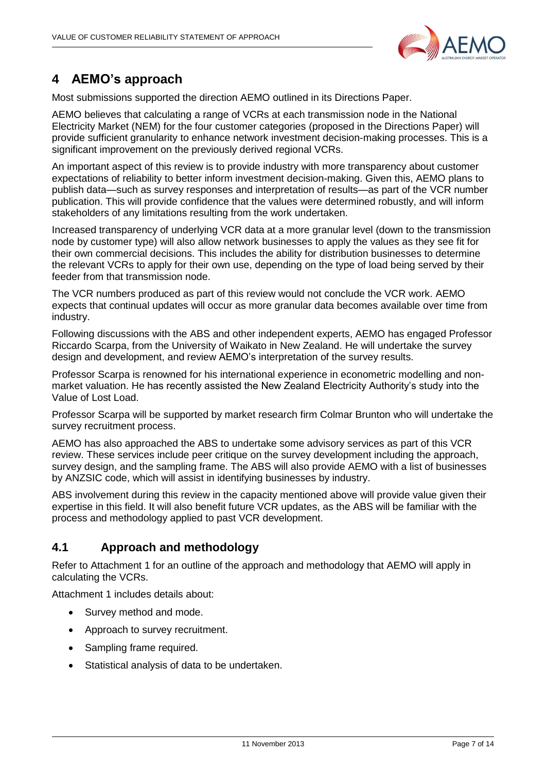# 4 AEMO's approach

Most submissions supported the direction AEMO outlined in its Directions Paper.

AEMO believes that calculating a range of VCRs at each transmission node in the National Electricity Market (NEM) for the four customer categories (proposed in the Directions Paper) will provide sufficient granularity to enhance network investment decision-making processes. This is a significant improvement on the previously derived regional VCRs.

An important aspect of this review is to provide industry with more transparency about customer expectations of reliability to better inform investment decision-making. Given this, AEMO plans to publish data—such as survey responses and interpretation of results—as part of the VCR number publication. This will provide confidence that the values were determined robustly, and will inform stakeholders of any limitations resulting from the work undertaken.

Increased transparency of underlying VCR data at a more granular level (down to the transmission node by customer type) will also allow network businesses to apply the values as they see fit for their own commercial decisions. This includes the ability for distribution businesses to determine the relevant VCRs to apply for their own use, depending on the type of load being served by their feeder from that transmission node.

The VCR numbers produced as part of this review would not conclude the VCR work. AEMO expects that continual updates will occur as more granular data becomes available over time from industry.

Following discussions with the ABS and other independent experts, AEMO has engaged Professor Riccardo Scarpa, from the University of Waikato in New Zealand. He will undertake the survey design and development, and review AEMO's interpretation of the survey results.

Professor Scarpa is renowned for his international experience in econometric modelling and non-market valuation. He has recently assisted the New Zealand Electricity Authority's study into the Value of Lost Load.

Professor Scarpa will be supported by market research firm Colmar Brunton who will undertake the survey recruitment process.

AEMO has also approached the ABS to undertake some advisory services as part of this VCR review. These services include peer critique on the survey development including the approach, survey design, and the sampling frame. The ABS will also provide AEMO with a list of businesses by ANZSIC code, which will assist in identifying businesses by industry.

ABS involvement during this review in the capacity mentioned above will provide value given their expertise in this field. It will also benefit future VCR updates, as the ABS will be familiar with the process and methodology applied to past VCR development.

## 4.1 Approach and methodology

Refer to Attachment 1 for an outline of the approach and methodology that AEMO will apply in calculating the VCRs.

Attachment 1 includes details about:

- Survey method and mode.
- Approach to survey recruitment.
- Sampling frame required.
- Statistical analysis of data to be undertaken.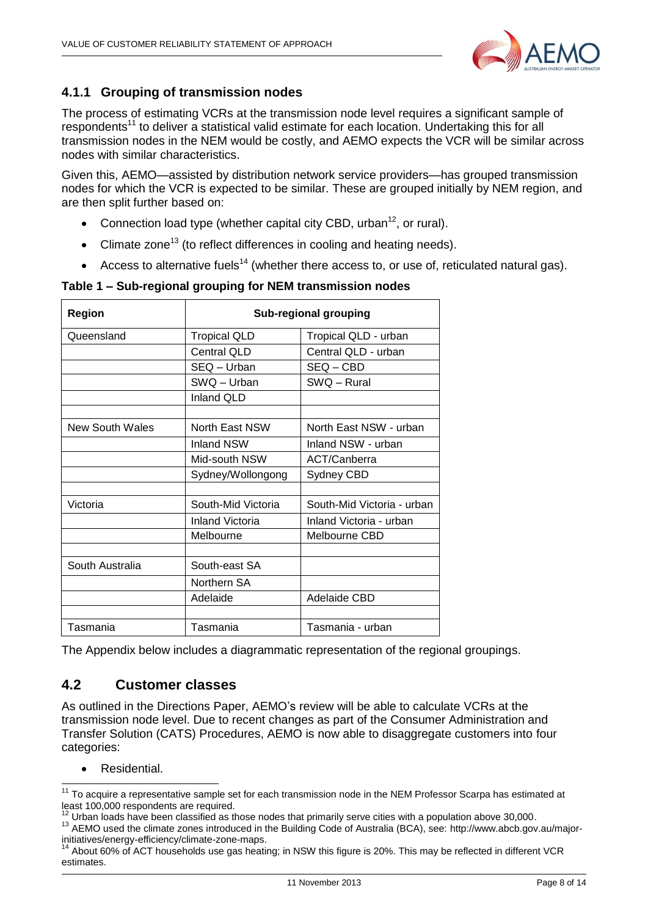### 4.1.1 Grouping of transmission nodes

The process of estimating VCRs at the transmission node level requires a significant sample of respondents[11] to deliver a statistical valid estimate for each location. Undertaking this for all transmission nodes in the NEM would be costly, and AEMO expects the VCR will be similar across nodes with similar characteristics.

Given this, AEMO—assisted by distribution network service providers—has grouped transmission nodes for which the VCR is expected to be similar. These are grouped initially by NEM region, and are then split further based on:

- Connection load type (whether capital city CBD, urban[12], or rural).
- Climate zone[13] (to reflect differences in cooling and heating needs).
- Access to alternative fuels[14] (whether there access to, or use of, reticulated natural gas).

**Table 1 – Sub-regional grouping for NEM transmission nodes**

| Region | Sub-regional grouping | |
|---|---|---|
| Queensland | Tropical QLD | Tropical QLD - urban |
| | Central QLD | Central QLD - urban |
| | SEQ – Urban | SEQ – CBD |
| | SWQ – Urban | SWQ – Rural |
| | Inland QLD | |
| | | |
| New South Wales | North East NSW | North East NSW - urban |
| | Inland NSW | Inland NSW - urban |
| | Mid-south NSW | ACT/Canberra |
| | Sydney/Wollongong | Sydney CBD |
| | | |
| Victoria | South-Mid Victoria | South-Mid Victoria - urban |
| | Inland Victoria | Inland Victoria - urban |
| | Melbourne | Melbourne CBD |
| | | |
| South Australia | South-east SA | |
| | Northern SA | |
| | Adelaide | Adelaide CBD |
| | | |
| Tasmania | Tasmania | Tasmania - urban |

The Appendix below includes a diagrammatic representation of the regional groupings.

## 4.2 Customer classes

As outlined in the Directions Paper, AEMO's review will be able to calculate VCRs at the transmission node level. Due to recent changes as part of the Consumer Administration and Transfer Solution (CATS) Procedures, AEMO is now able to disaggregate customers into four categories:

- Residential.

---

[11] To acquire a representative sample set for each transmission node in the NEM Professor Scarpa has estimated at least 100,000 respondents are required.

[12] Urban loads have been classified as those nodes that primarily serve cities with a population above 30,000.

[13] AEMO used the climate zones introduced in the Building Code of Australia (BCA), see: http://www.abcb.gov.au/major-initiatives/energy-efficiency/climate-zone-maps.

[14] About 60% of ACT households use gas heating; in NSW this figure is 20%. This may be reflected in different VCR estimates.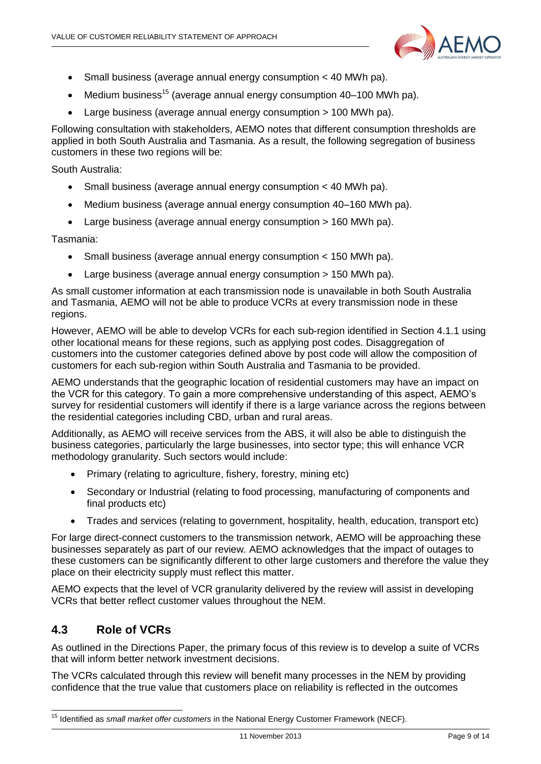- Small business (average annual energy consumption < 40 MWh pa).
- Medium business[15] (average annual energy consumption 40–100 MWh pa).
- Large business (average annual energy consumption > 100 MWh pa).

Following consultation with stakeholders, AEMO notes that different consumption thresholds are applied in both South Australia and Tasmania. As a result, the following segregation of business customers in these two regions will be:

South Australia:

- Small business (average annual energy consumption < 40 MWh pa).
- Medium business (average annual energy consumption 40–160 MWh pa).
- Large business (average annual energy consumption > 160 MWh pa).

Tasmania:

- Small business (average annual energy consumption < 150 MWh pa).
- Large business (average annual energy consumption > 150 MWh pa).

As small customer information at each transmission node is unavailable in both South Australia and Tasmania, AEMO will not be able to produce VCRs at every transmission node in these regions.

However, AEMO will be able to develop VCRs for each sub-region identified in Section 4.1.1 using other locational means for these regions, such as applying post codes. Disaggregation of customers into the customer categories defined above by post code will allow the composition of customers for each sub-region within South Australia and Tasmania to be provided.

AEMO understands that the geographic location of residential customers may have an impact on the VCR for this category. To gain a more comprehensive understanding of this aspect, AEMO's survey for residential customers will identify if there is a large variance across the regions between the residential categories including CBD, urban and rural areas.

Additionally, as AEMO will receive services from the ABS, it will also be able to distinguish the business categories, particularly the large businesses, into sector type; this will enhance VCR methodology granularity. Such sectors would include:

- Primary (relating to agriculture, fishery, forestry, mining etc)
- Secondary or Industrial (relating to food processing, manufacturing of components and final products etc)
- Trades and services (relating to government, hospitality, health, education, transport etc)

For large direct-connect customers to the transmission network, AEMO will be approaching these businesses separately as part of our review. AEMO acknowledges that the impact of outages to these customers can be significantly different to other large customers and therefore the value they place on their electricity supply must reflect this matter.

AEMO expects that the level of VCR granularity delivered by the review will assist in developing VCRs that better reflect customer values throughout the NEM.

## 4.3 Role of VCRs

As outlined in the Directions Paper, the primary focus of this review is to develop a suite of VCRs that will inform better network investment decisions.

The VCRs calculated through this review will benefit many processes in the NEM by providing confidence that the true value that customers place on reliability is reflected in the outcomes

---

[15] Identified as *small market offer customers* in the National Energy Customer Framework (NECF).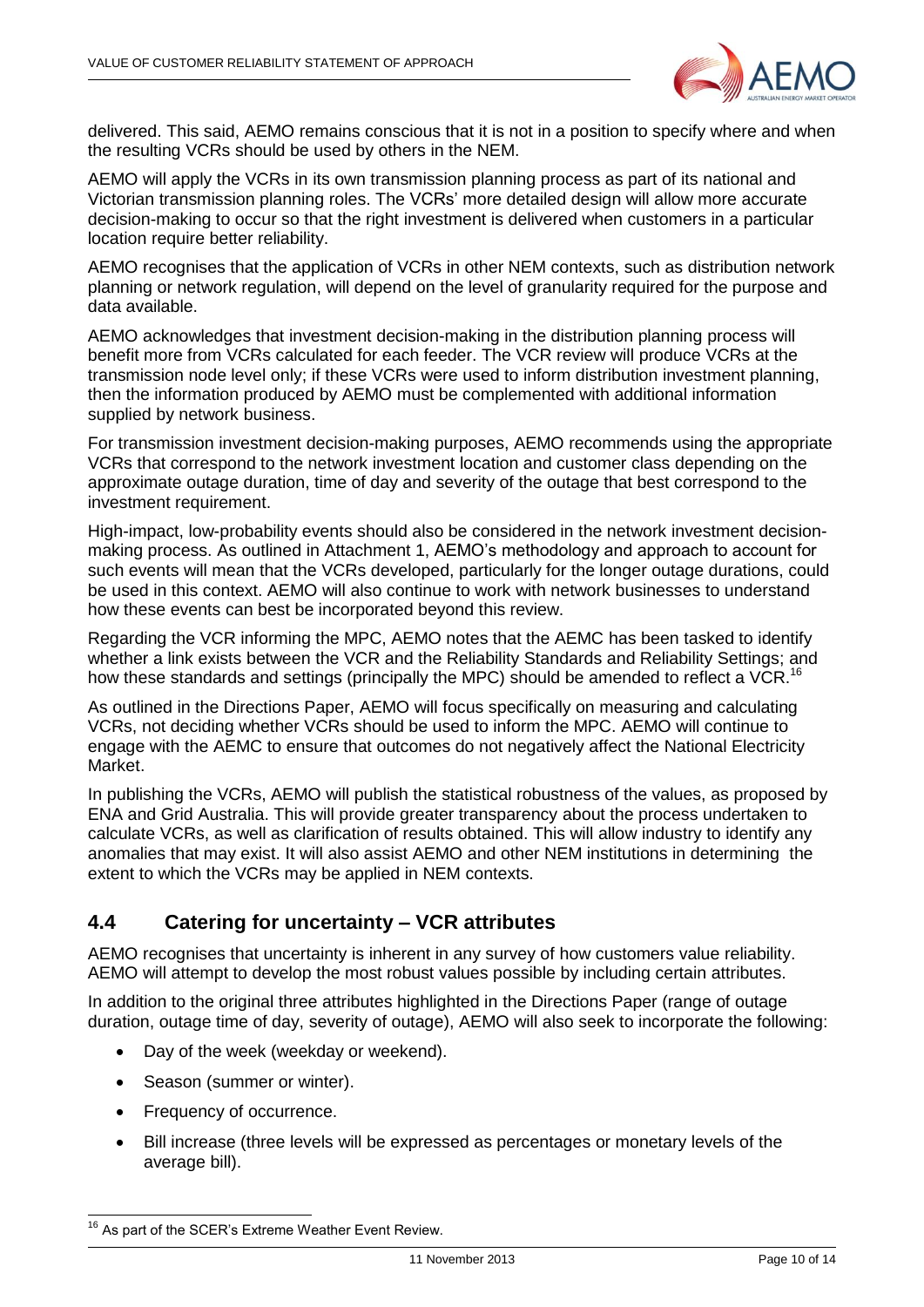delivered. This said, AEMO remains conscious that it is not in a position to specify where and when the resulting VCRs should be used by others in the NEM.

AEMO will apply the VCRs in its own transmission planning process as part of its national and Victorian transmission planning roles. The VCRs' more detailed design will allow more accurate decision-making to occur so that the right investment is delivered when customers in a particular location require better reliability.

AEMO recognises that the application of VCRs in other NEM contexts, such as distribution network planning or network regulation, will depend on the level of granularity required for the purpose and data available.

AEMO acknowledges that investment decision-making in the distribution planning process will benefit more from VCRs calculated for each feeder. The VCR review will produce VCRs at the transmission node level only; if these VCRs were used to inform distribution investment planning, then the information produced by AEMO must be complemented with additional information supplied by network business.

For transmission investment decision-making purposes, AEMO recommends using the appropriate VCRs that correspond to the network investment location and customer class depending on the approximate outage duration, time of day and severity of the outage that best correspond to the investment requirement.

High-impact, low-probability events should also be considered in the network investment decision-making process. As outlined in Attachment 1, AEMO's methodology and approach to account for such events will mean that the VCRs developed, particularly for the longer outage durations, could be used in this context. AEMO will also continue to work with network businesses to understand how these events can best be incorporated beyond this review.

Regarding the VCR informing the MPC, AEMO notes that the AEMC has been tasked to identify whether a link exists between the VCR and the Reliability Standards and Reliability Settings; and how these standards and settings (principally the MPC) should be amended to reflect a VCR.[16]

As outlined in the Directions Paper, AEMO will focus specifically on measuring and calculating VCRs, not deciding whether VCRs should be used to inform the MPC. AEMO will continue to engage with the AEMC to ensure that outcomes do not negatively affect the National Electricity Market.

In publishing the VCRs, AEMO will publish the statistical robustness of the values, as proposed by ENA and Grid Australia. This will provide greater transparency about the process undertaken to calculate VCRs, as well as clarification of results obtained. This will allow industry to identify any anomalies that may exist. It will also assist AEMO and other NEM institutions in determining the extent to which the VCRs may be applied in NEM contexts.

## 4.4 Catering for uncertainty – VCR attributes

AEMO recognises that uncertainty is inherent in any survey of how customers value reliability. AEMO will attempt to develop the most robust values possible by including certain attributes.

In addition to the original three attributes highlighted in the Directions Paper (range of outage duration, outage time of day, severity of outage), AEMO will also seek to incorporate the following:

- Day of the week (weekday or weekend).
- Season (summer or winter).
- Frequency of occurrence.
- Bill increase (three levels will be expressed as percentages or monetary levels of the average bill).

[16] As part of the SCER's Extreme Weather Event Review.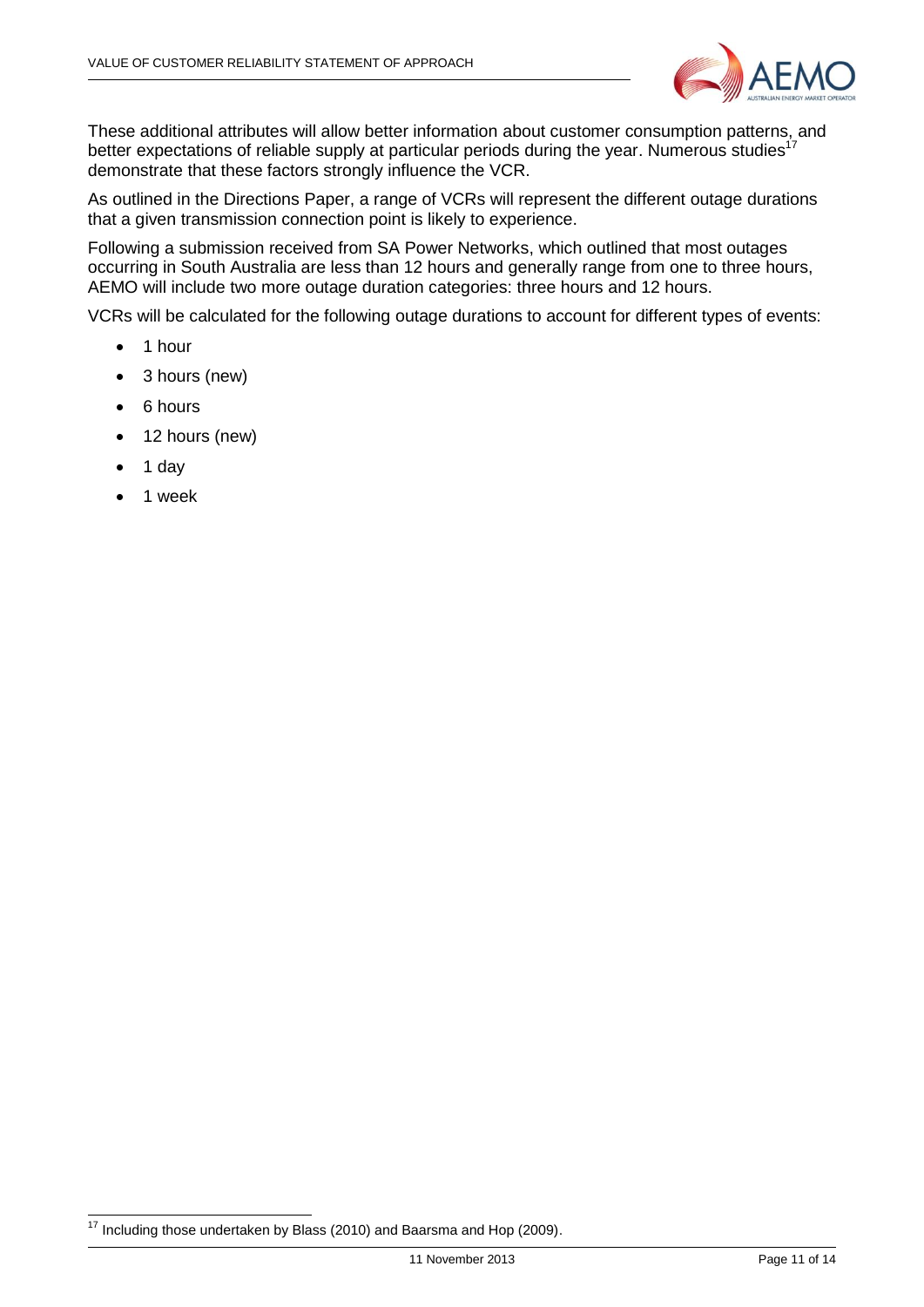These additional attributes will allow better information about customer consumption patterns, and better expectations of reliable supply at particular periods during the year. Numerous studies[17] demonstrate that these factors strongly influence the VCR.

As outlined in the Directions Paper, a range of VCRs will represent the different outage durations that a given transmission connection point is likely to experience.

Following a submission received from SA Power Networks, which outlined that most outages occurring in South Australia are less than 12 hours and generally range from one to three hours, AEMO will include two more outage duration categories: three hours and 12 hours.

VCRs will be calculated for the following outage durations to account for different types of events:

- 1 hour
- 3 hours (new)
- 6 hours
- 12 hours (new)
- 1 day
- 1 week

[17] Including those undertaken by Blass (2010) and Baarsma and Hop (2009).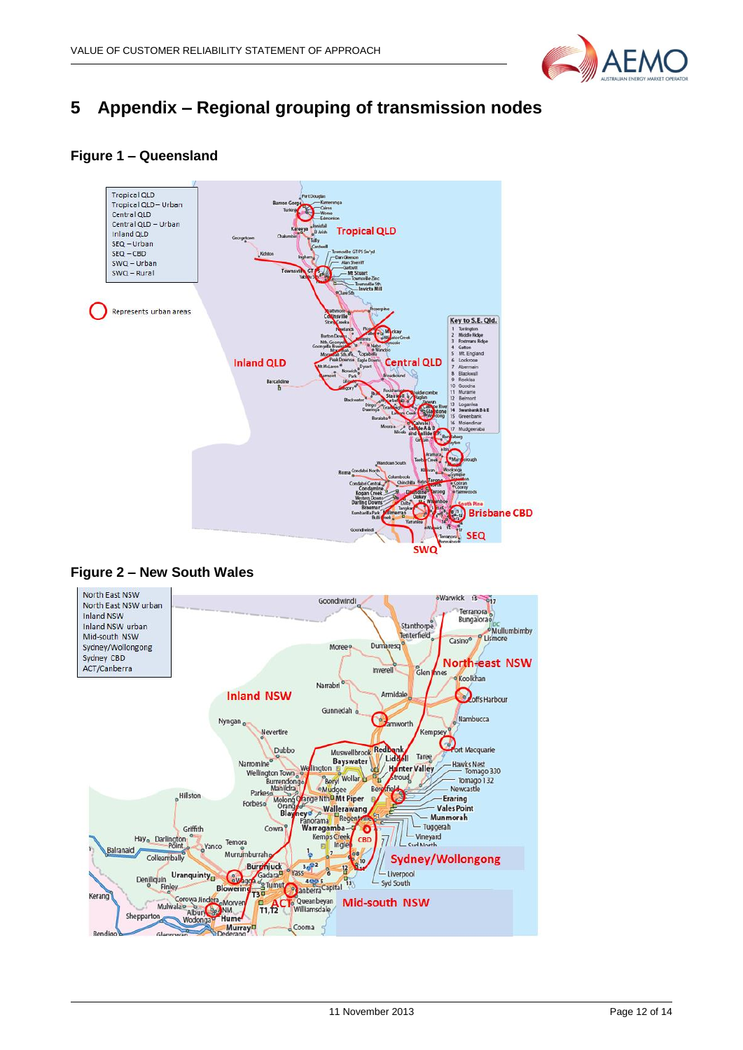# 5 Appendix – Regional grouping of transmission nodes

### Figure 1 – Queensland

### Figure 2 – New South Wales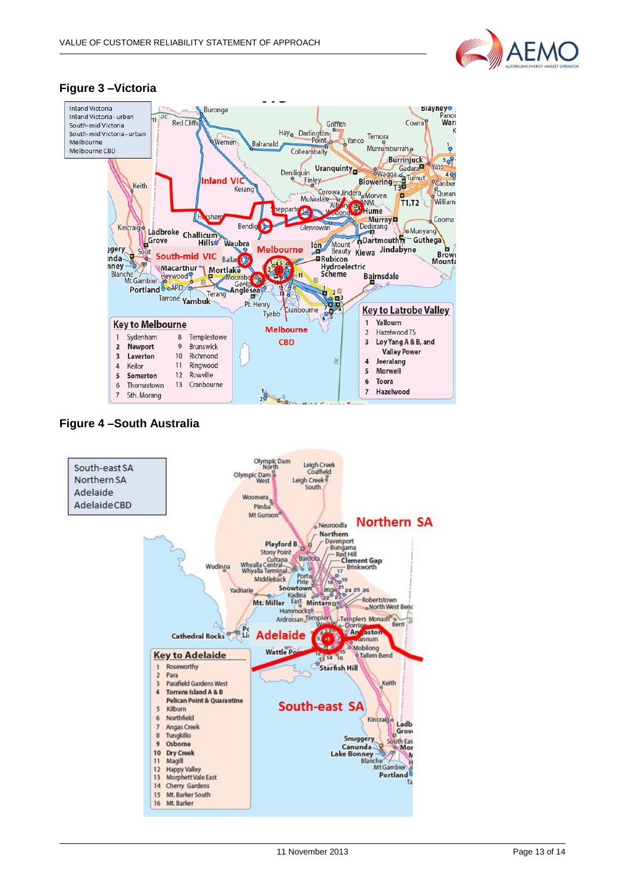## Figure 3 –Victoria

Inland Victoria
Inland Victoria - urban
South-mid Victoria
South-mid Victoria - urban
Melbourne
Melbourne CBD

**Key to Melbourne**

| | | | |
|---|---|---|---|
| 1 | Sydenham | 8 | Templestowe |
| 2 | Newport | 9 | Brunswick |
| 3 | Laverton | 10 | Richmond |
| 4 | Keilor | 11 | Ringwood |
| 5 | Somerton | 12 | Rowville |
| 6 | Thomastown | 13 | Cranbourne |
| 7 | Sth. Morang | | |

**Key to Latrobe Valley**

1. Yallourn
2. Hazelwood TS
3. Loy Yang A & B, and Valley Power
4. Jeeralang
5. Morwell
6. Toora
7. Hazelwood

## Figure 4 –South Australia

South-east SA
Northern SA
Adelaide
Adelaide CBD

**Key to Adelaide**

1. Roseworthy
2. Para
3. Parafield Gardens West
4. Torrens Island A & B
   Pelican Point & Quarantine
5. Kilburn
6. Northfield
7. Angas Creek
8. Tungkillo
9. Osborne
10. Dry Creek
11. Magill
12. Happy Valley
13. Morphett Vale East
14. Cherry Gardens
15. Mt. Barker South
16. Mt. Barker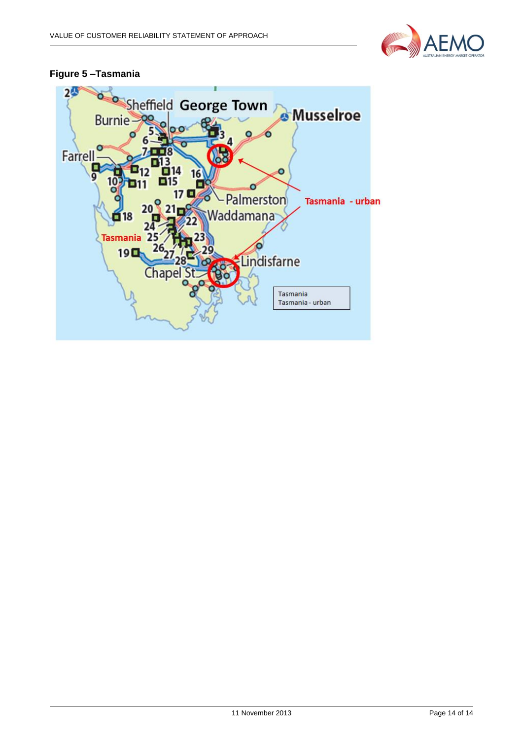**Figure 5 –Tasmania**

Sheffield
George Town
Musselroe
Burnie
Farrell
Palmerston
Waddamana
Lindisfarne
Chapel St
Tasmania - urban
Tasmania
2 3 4 5 6 7 8 9 10 11 12 13 14 15 16 17 18 19 20 21 22 23 24 25 26 27 28 29

Tasmania
Tasmania - urban